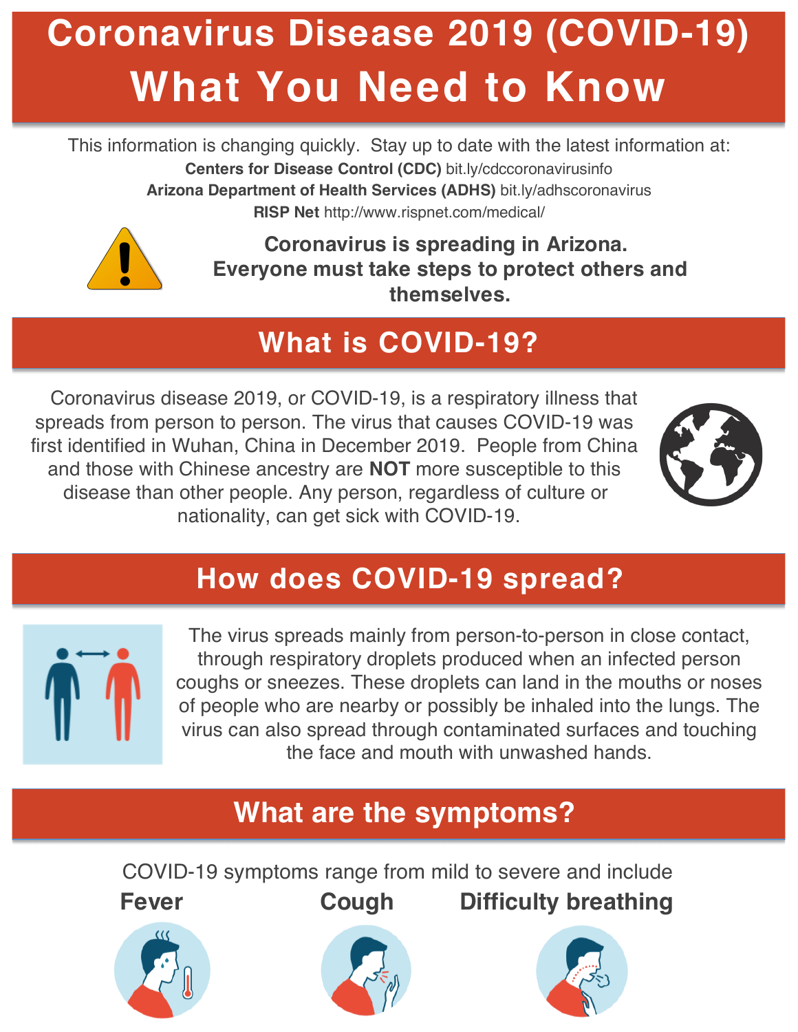# Coronavirus Disease 2019 (COVID-19)
# What You Need to Know

This information is changing quickly. Stay up to date with the latest information at:

**Centers for Disease Control (CDC)** bit.ly/cdccoronavirusinfo

**Arizona Department of Health Services (ADHS)** bit.ly/adhscoronavirus

**RISP Net** http://www.rispnet.com/medical/

**Coronavirus is spreading in Arizona. Everyone must take steps to protect others and themselves.**

## What is COVID-19?

Coronavirus disease 2019, or COVID-19, is a respiratory illness that spreads from person to person. The virus that causes COVID-19 was first identified in Wuhan, China in December 2019. People from China and those with Chinese ancestry are **NOT** more susceptible to this disease than other people. Any person, regardless of culture or nationality, can get sick with COVID-19.

## How does COVID-19 spread?

The virus spreads mainly from person-to-person in close contact, through respiratory droplets produced when an infected person coughs or sneezes. These droplets can land in the mouths or noses of people who are nearby or possibly be inhaled into the lungs. The virus can also spread through contaminated surfaces and touching the face and mouth with unwashed hands.

## What are the symptoms?

COVID-19 symptoms range from mild to severe and include

**Fever**

**Cough**

**Difficulty breathing**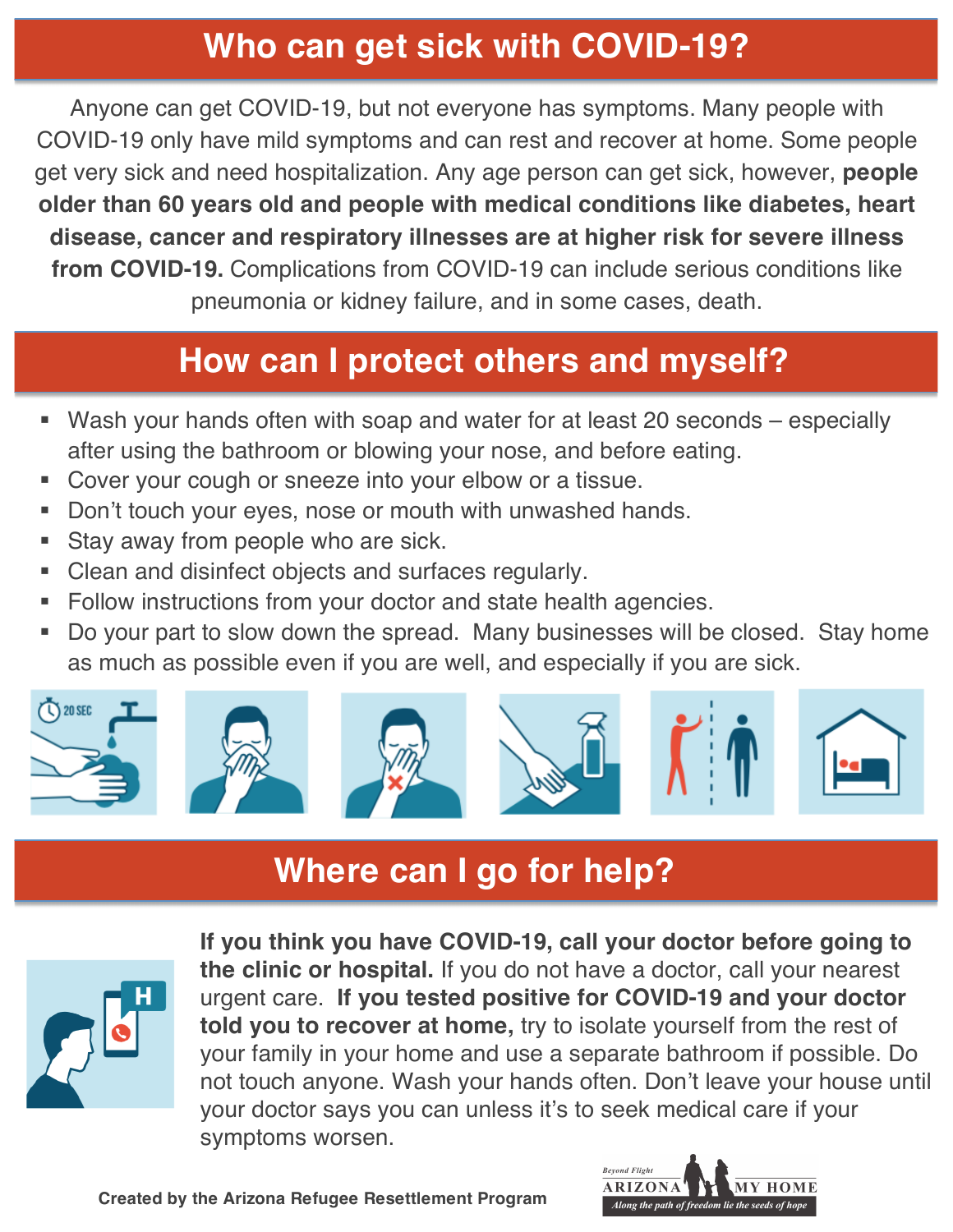## Who can get sick with COVID-19?

Anyone can get COVID-19, but not everyone has symptoms. Many people with COVID-19 only have mild symptoms and can rest and recover at home. Some people get very sick and need hospitalization. Any age person can get sick, however, **people older than 60 years old and people with medical conditions like diabetes, heart disease, cancer and respiratory illnesses are at higher risk for severe illness from COVID-19.** Complications from COVID-19 can include serious conditions like pneumonia or kidney failure, and in some cases, death.

## How can I protect others and myself?

- Wash your hands often with soap and water for at least 20 seconds – especially after using the bathroom or blowing your nose, and before eating.
- Cover your cough or sneeze into your elbow or a tissue.
- Don't touch your eyes, nose or mouth with unwashed hands.
- Stay away from people who are sick.
- Clean and disinfect objects and surfaces regularly.
- Follow instructions from your doctor and state health agencies.
- Do your part to slow down the spread. Many businesses will be closed. Stay home as much as possible even if you are well, and especially if you are sick.

20 SEC

## Where can I go for help?

**If you think you have COVID-19, call your doctor before going to the clinic or hospital.** If you do not have a doctor, call your nearest urgent care. **If you tested positive for COVID-19 and your doctor told you to recover at home,** try to isolate yourself from the rest of your family in your home and use a separate bathroom if possible. Do not touch anyone. Wash your hands often. Don't leave your house until your doctor says you can unless it's to seek medical care if your symptoms worsen.

**Created by the Arizona Refugee Resettlement Program**

Beyond Flight
ARIZONA MY HOME
*Along the path of freedom lie the seeds of hope*